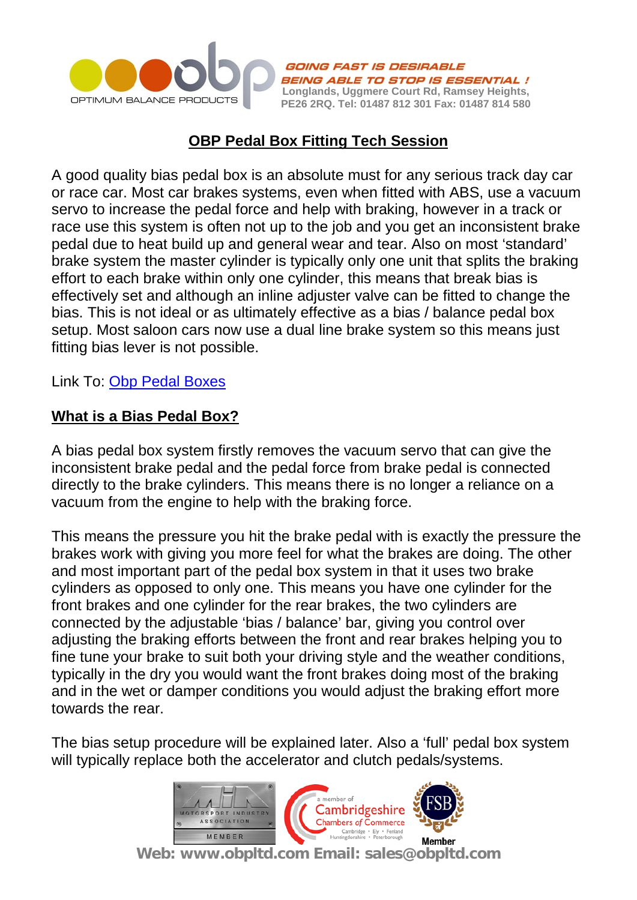## OBP Pedal Box Fitting Tech Session

A good quality bias pedal box is an absolute must for any serious track day car or race car. Most car brakes systems, even when fitted with ABS, use a vacuum servo to increase the pedal force and help with braking, however in a track or race use this system is often not up to the job and you get an inconsistent brake pedal due to heat build up and general wear and tear. Also on most 'standard' brake system the master cylinder is typically only one unit that splits the braking effort to each brake within only one cylinder, this means that break bias is effectively set and although an inline adjuster valve can be fitted to change the bias. This is not ideal or as ultimately effective as a bias / balance pedal box setup. Most saloon cars now use a dual line brake system so this means just fitting bias lever is not possible.

Link To: Obp Pedal Boxes

### What is a Bias Pedal Box?

A bias pedal box system firstly removes the vacuum servo that can give the inconsistent brake pedal and the pedal force from brake pedal is connected directly to the brake cylinders. This means there is no longer a reliance on a vacuum from the engine to help with the braking force.

This means the pressure you hit the brake pedal with is exactly the pressure the brakes work with giving you more feel for what the brakes are doing. The other and most important part of the pedal box system in that it uses two brake cylinders as opposed to only one. This means you have one cylinder for the front brakes and one cylinder for the rear brakes, the two cylinders are connected by the adjustable 'bias / balance' bar, giving you control over adjusting the braking efforts between the front and rear brakes helping you to fine tune your brake to suit both your driving style and the weather conditions, typically in the dry you would want the front brakes doing most of the braking and in the wet or damper conditions you would adjust the braking effort more towards the rear.

The bias setup procedure will be explained later. Also a 'full' pedal box system will typically replace both the accelerator and clutch pedals/systems.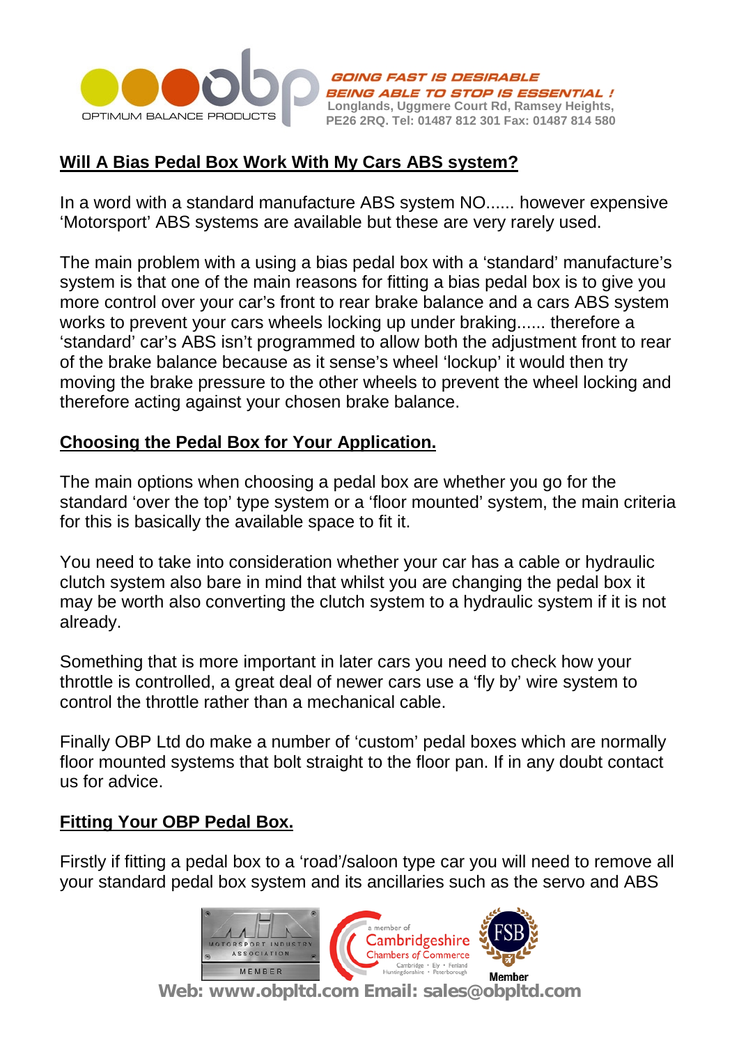## Will A Bias Pedal Box Work With My Cars ABS system?

In a word with a standard manufacture ABS system NO...... however expensive 'Motorsport' ABS systems are available but these are very rarely used.

The main problem with a using a bias pedal box with a 'standard' manufacture's system is that one of the main reasons for fitting a bias pedal box is to give you more control over your car's front to rear brake balance and a cars ABS system works to prevent your cars wheels locking up under braking...... therefore a 'standard' car's ABS isn't programmed to allow both the adjustment front to rear of the brake balance because as it sense's wheel 'lockup' it would then try moving the brake pressure to the other wheels to prevent the wheel locking and therefore acting against your chosen brake balance.

## Choosing the Pedal Box for Your Application.

The main options when choosing a pedal box are whether you go for the standard 'over the top' type system or a 'floor mounted' system, the main criteria for this is basically the available space to fit it.

You need to take into consideration whether your car has a cable or hydraulic clutch system also bare in mind that whilst you are changing the pedal box it may be worth also converting the clutch system to a hydraulic system if it is not already.

Something that is more important in later cars you need to check how your throttle is controlled, a great deal of newer cars use a 'fly by' wire system to control the throttle rather than a mechanical cable.

Finally OBP Ltd do make a number of 'custom' pedal boxes which are normally floor mounted systems that bolt straight to the floor pan. If in any doubt contact us for advice.

## Fitting Your OBP Pedal Box.

Firstly if fitting a pedal box to a 'road'/saloon type car you will need to remove all your standard pedal box system and its ancillaries such as the servo and ABS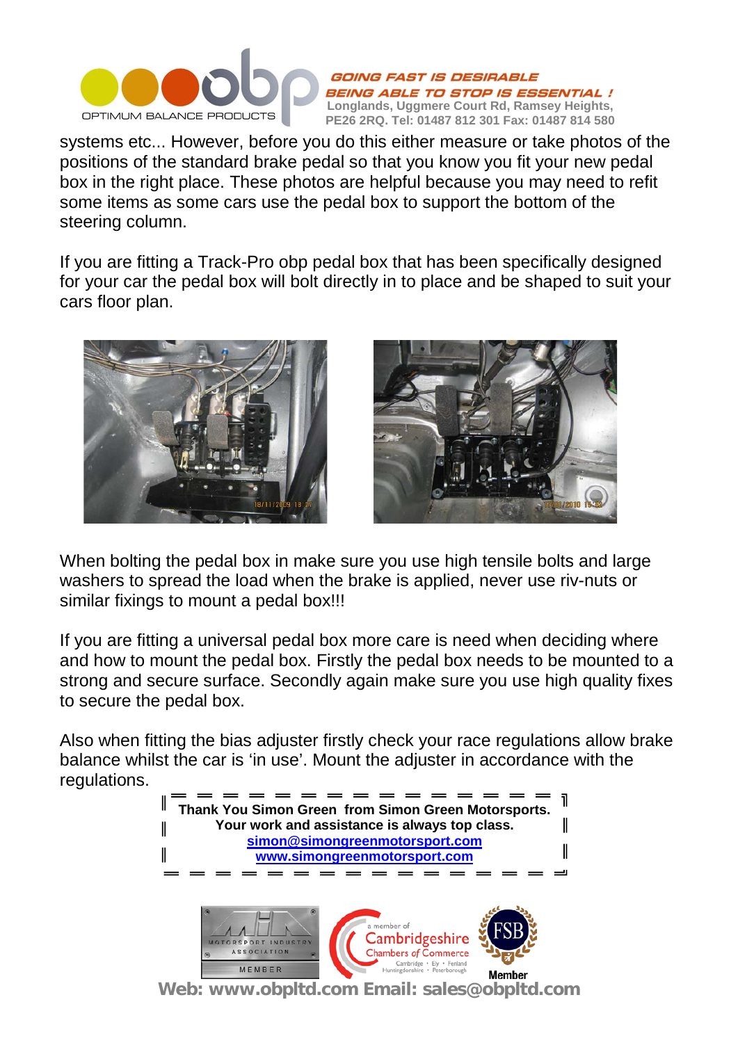systems etc... However, before you do this either measure or take photos of the positions of the standard brake pedal so that you know you fit your new pedal box in the right place. These photos are helpful because you may need to refit some items as some cars use the pedal box to support the bottom of the steering column.

If you are fitting a Track-Pro obp pedal box that has been specifically designed for your car the pedal box will bolt directly in to place and be shaped to suit your cars floor plan.

When bolting the pedal box in make sure you use high tensile bolts and large washers to spread the load when the brake is applied, never use riv-nuts or similar fixings to mount a pedal box!!!

If you are fitting a universal pedal box more care is need when deciding where and how to mount the pedal box. Firstly the pedal box needs to be mounted to a strong and secure surface. Secondly again make sure you use high quality fixes to secure the pedal box.

Also when fitting the bias adjuster firstly check your race regulations allow brake balance whilst the car is 'in use'. Mount the adjuster in accordance with the regulations.

**Thank You Simon Green from Simon Green Motorsports.**
**Your work and assistance is always top class.**
**simon@simongreenmotorsport.com**
**www.simongreenmotorsport.com**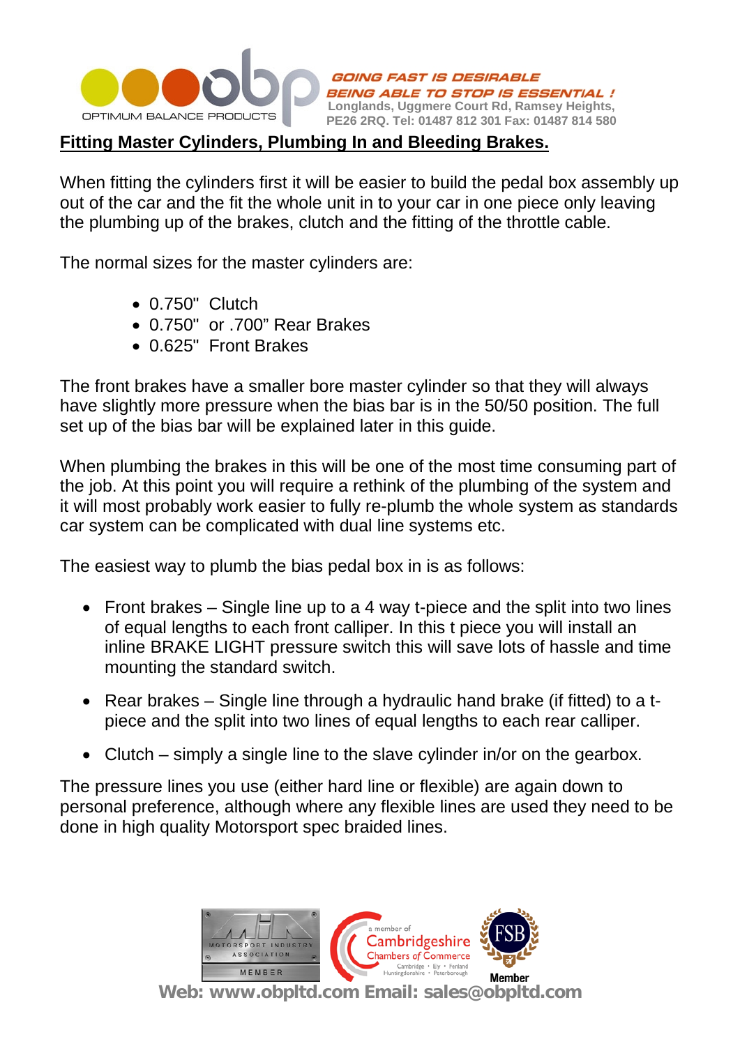## Fitting Master Cylinders, Plumbing In and Bleeding Brakes.

When fitting the cylinders first it will be easier to build the pedal box assembly up out of the car and the fit the whole unit in to your car in one piece only leaving the plumbing up of the brakes, clutch and the fitting of the throttle cable.

The normal sizes for the master cylinders are:

- 0.750"  Clutch
- 0.750"  or .700" Rear Brakes
- 0.625"  Front Brakes

The front brakes have a smaller bore master cylinder so that they will always have slightly more pressure when the bias bar is in the 50/50 position. The full set up of the bias bar will be explained later in this guide.

When plumbing the brakes in this will be one of the most time consuming part of the job. At this point you will require a rethink of the plumbing of the system and it will most probably work easier to fully re-plumb the whole system as standards car system can be complicated with dual line systems etc.

The easiest way to plumb the bias pedal box in is as follows:

- Front brakes – Single line up to a 4 way t-piece and the split into two lines of equal lengths to each front calliper. In this t piece you will install an inline BRAKE LIGHT pressure switch this will save lots of hassle and time mounting the standard switch.
- Rear brakes – Single line through a hydraulic hand brake (if fitted) to a t-piece and the split into two lines of equal lengths to each rear calliper.
- Clutch – simply a single line to the slave cylinder in/or on the gearbox.

The pressure lines you use (either hard line or flexible) are again down to personal preference, although where any flexible lines are used they need to be done in high quality Motorsport spec braided lines.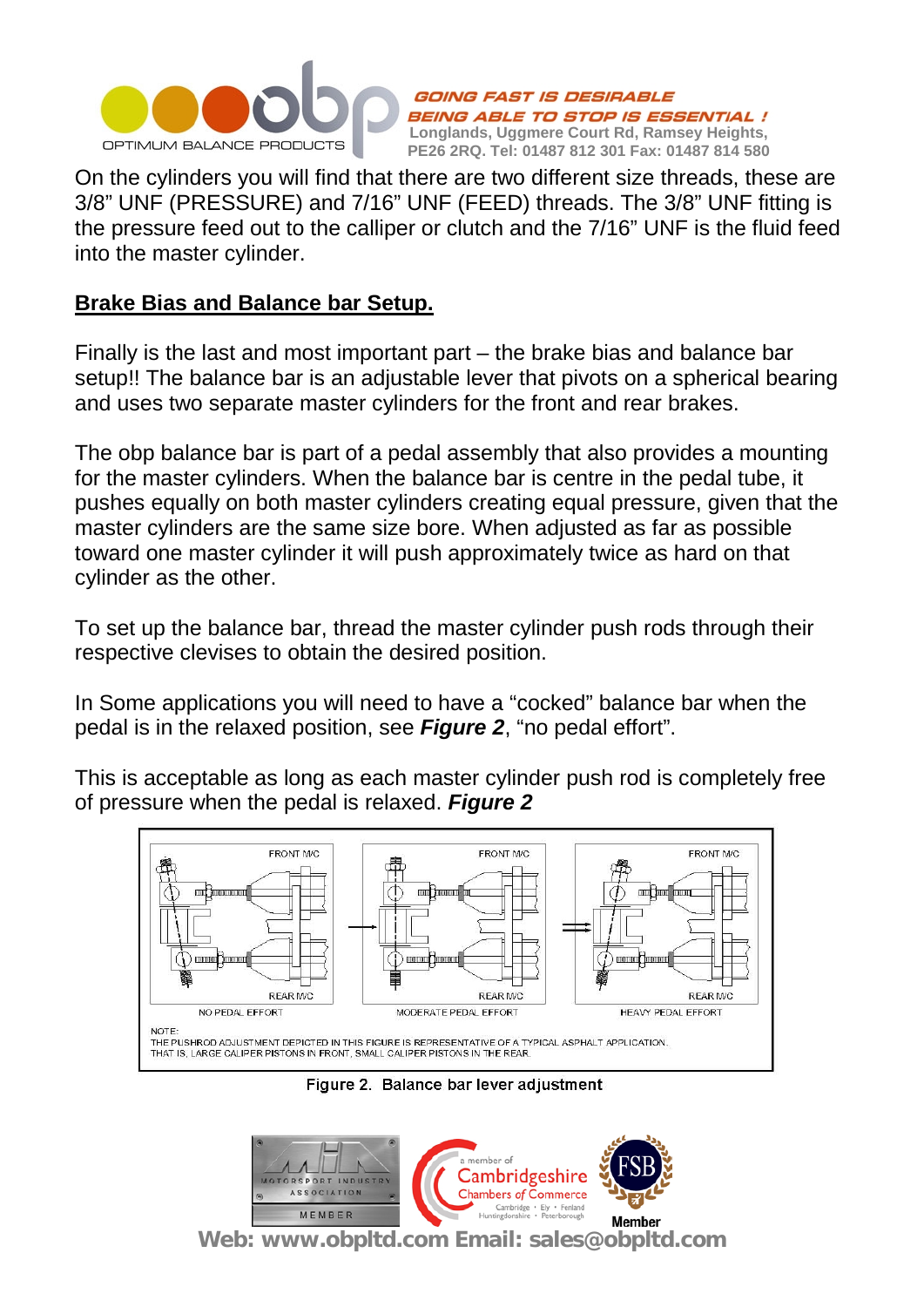On the cylinders you will find that there are two different size threads, these are 3/8" UNF (PRESSURE) and 7/16" UNF (FEED) threads. The 3/8" UNF fitting is the pressure feed out to the calliper or clutch and the 7/16" UNF is the fluid feed into the master cylinder.

## Brake Bias and Balance bar Setup.

Finally is the last and most important part – the brake bias and balance bar setup!! The balance bar is an adjustable lever that pivots on a spherical bearing and uses two separate master cylinders for the front and rear brakes.

The obp balance bar is part of a pedal assembly that also provides a mounting for the master cylinders. When the balance bar is centre in the pedal tube, it pushes equally on both master cylinders creating equal pressure, given that the master cylinders are the same size bore. When adjusted as far as possible toward one master cylinder it will push approximately twice as hard on that cylinder as the other.

To set up the balance bar, thread the master cylinder push rods through their respective clevises to obtain the desired position.

In Some applications you will need to have a "cocked" balance bar when the pedal is in the relaxed position, see ***Figure 2***, "no pedal effort".

This is acceptable as long as each master cylinder push rod is completely free of pressure when the pedal is relaxed. ***Figure 2***

FRONT M/C — REAR M/C — NO PEDAL EFFORT — MODERATE PEDAL EFFORT — HEAVY PEDAL EFFORT

NOTE:
THE PUSHROD ADJUSTMENT DEPICTED IN THIS FIGURE IS REPRESENTATIVE OF A TYPICAL ASPHALT APPLICATION.
THAT IS, LARGE CALIPER PISTONS IN FRONT, SMALL CALIPER PISTONS IN THE REAR.

Figure 2. Balance bar lever adjustment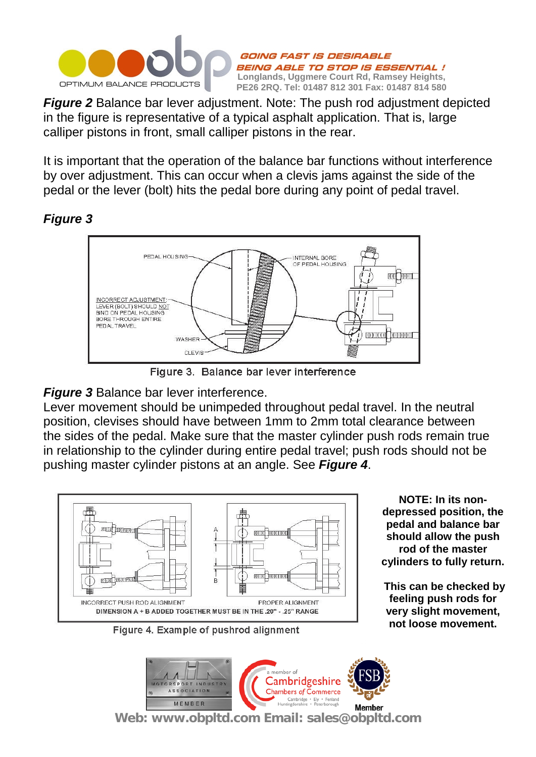***Figure 2*** Balance bar lever adjustment. Note: The push rod adjustment depicted in the figure is representative of a typical asphalt application. That is, large calliper pistons in front, small calliper pistons in the rear.

It is important that the operation of the balance bar functions without interference by over adjustment. This can occur when a clevis jams against the side of the pedal or the lever (bolt) hits the pedal bore during any point of pedal travel.

## *Figure 3*

Figure 3. Balance bar lever interference

***Figure 3*** Balance bar lever interference.
Lever movement should be unimpeded throughout pedal travel. In the neutral position, clevises should have between 1mm to 2mm total clearance between the sides of the pedal. Make sure that the master cylinder push rods remain true in relationship to the cylinder during entire pedal travel; push rods should not be pushing master cylinder pistons at an angle. See ***Figure 4***.

Figure 4. Example of pushrod alignment

**NOTE: In its non-depressed position, the pedal and balance bar should allow the push rod of the master cylinders to fully return.**

**This can be checked by feeling push rods for very slight movement, not loose movement.**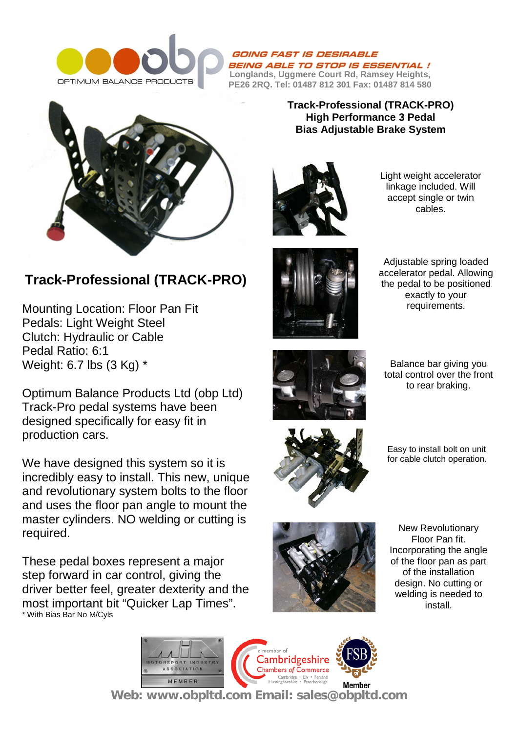OPTIMUM BALANCE PRODUCTS

*GOING FAST IS DESIRABLE*
*BEING ABLE TO STOP IS ESSENTIAL !*
Longlands, Uggmere Court Rd, Ramsey Heights, PE26 2RQ. Tel: 01487 812 301 Fax: 01487 814 580

**Track-Professional (TRACK-PRO)**
**High Performance 3 Pedal**
**Bias Adjustable Brake System**

## Track-Professional (TRACK-PRO)

Mounting Location: Floor Pan Fit
Pedals: Light Weight Steel
Clutch: Hydraulic or Cable
Pedal Ratio: 6:1
Weight: 6.7 lbs (3 Kg) *

Optimum Balance Products Ltd (obp Ltd) Track-Pro pedal systems have been designed specifically for easy fit in production cars.

We have designed this system so it is incredibly easy to install. This new, unique and revolutionary system bolts to the floor and uses the floor pan angle to mount the master cylinders. NO welding or cutting is required.

These pedal boxes represent a major step forward in car control, giving the driver better feel, greater dexterity and the most important bit "Quicker Lap Times".
* With Bias Bar No M/Cyls

Light weight accelerator linkage included. Will accept single or twin cables.

Adjustable spring loaded accelerator pedal. Allowing the pedal to be positioned exactly to your requirements.

Balance bar giving you total control over the front to rear braking.

Easy to install bolt on unit for cable clutch operation.

New Revolutionary Floor Pan fit. Incorporating the angle of the floor pan as part of the installation design. No cutting or welding is needed to install.

MOTORSPORT INDUSTRY ASSOCIATION MEMBER

a member of Cambridgeshire Chambers of Commerce
Cambridge • Ely • Fenland
Huntingdonshire • Peterborough

FSB Member

**Web: www.obpltd.com Email: sales@obpltd.com**